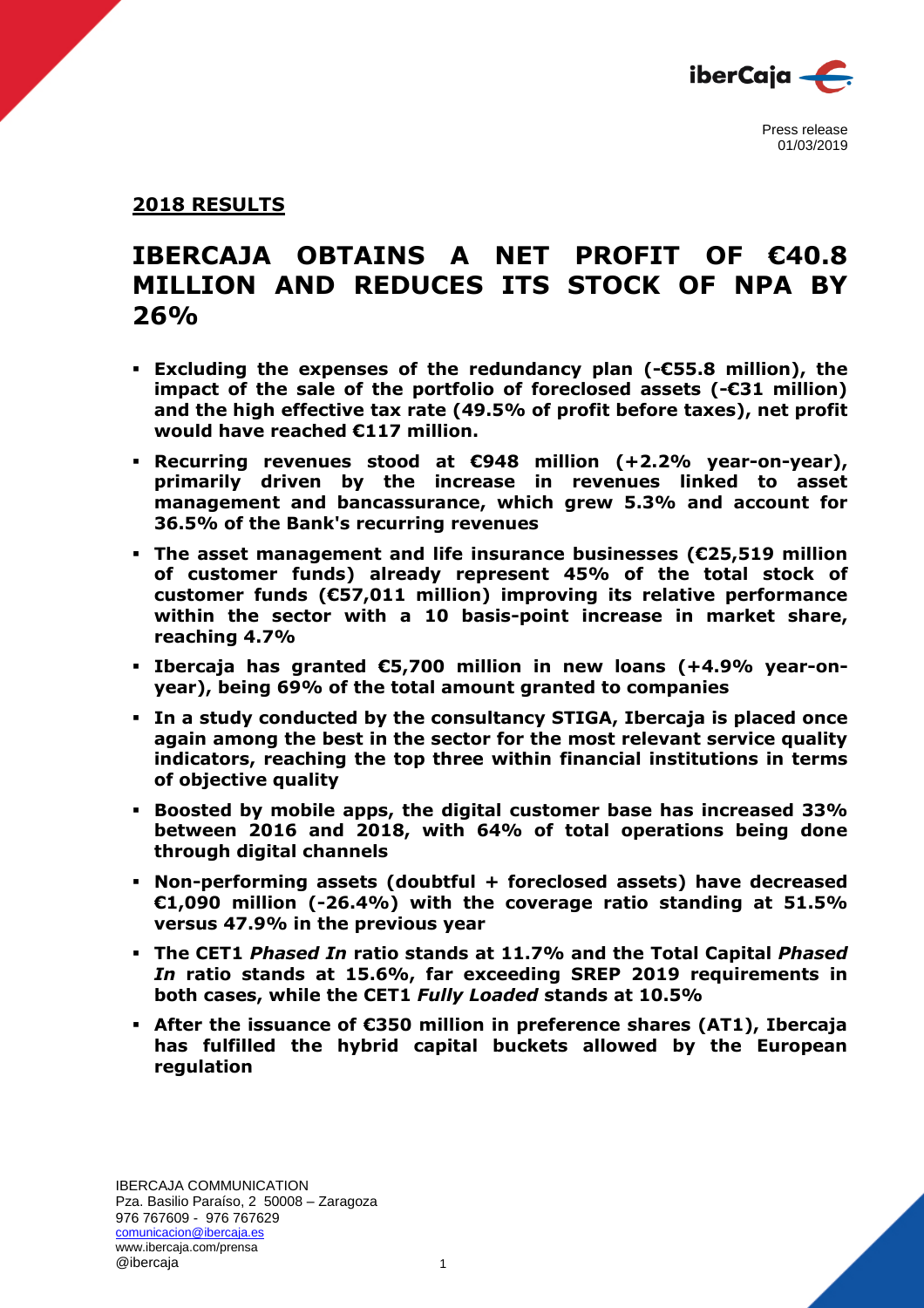Press release
01/03/2019

## 2018 RESULTS

# IBERCAJA OBTAINS A NET PROFIT OF €40.8 MILLION AND REDUCES ITS STOCK OF NPA BY 26%

- **Excluding the expenses of the redundancy plan (-€55.8 million), the impact of the sale of the portfolio of foreclosed assets (-€31 million) and the high effective tax rate (49.5% of profit before taxes), net profit would have reached €117 million.**
- **Recurring revenues stood at €948 million (+2.2% year-on-year), primarily driven by the increase in revenues linked to asset management and bancassurance, which grew 5.3% and account for 36.5% of the Bank's recurring revenues**
- **The asset management and life insurance businesses (€25,519 million of customer funds) already represent 45% of the total stock of customer funds (€57,011 million) improving its relative performance within the sector with a 10 basis-point increase in market share, reaching 4.7%**
- **Ibercaja has granted €5,700 million in new loans (+4.9% year-on-year), being 69% of the total amount granted to companies**
- **In a study conducted by the consultancy STIGA, Ibercaja is placed once again among the best in the sector for the most relevant service quality indicators, reaching the top three within financial institutions in terms of objective quality**
- **Boosted by mobile apps, the digital customer base has increased 33% between 2016 and 2018, with 64% of total operations being done through digital channels**
- **Non-performing assets (doubtful + foreclosed assets) have decreased €1,090 million (-26.4%) with the coverage ratio standing at 51.5% versus 47.9% in the previous year**
- **The CET1 *Phased In* ratio stands at 11.7% and the Total Capital *Phased In* ratio stands at 15.6%, far exceeding SREP 2019 requirements in both cases, while the CET1 *Fully Loaded* stands at 10.5%**
- **After the issuance of €350 million in preference shares (AT1), Ibercaja has fulfilled the hybrid capital buckets allowed by the European regulation**

IBERCAJA COMMUNICATION
Pza. Basilio Paraíso, 2 50008 – Zaragoza
976 767609 - 976 767629
comunicacion@ibercaja.es
www.ibercaja.com/prensa
@ibercaja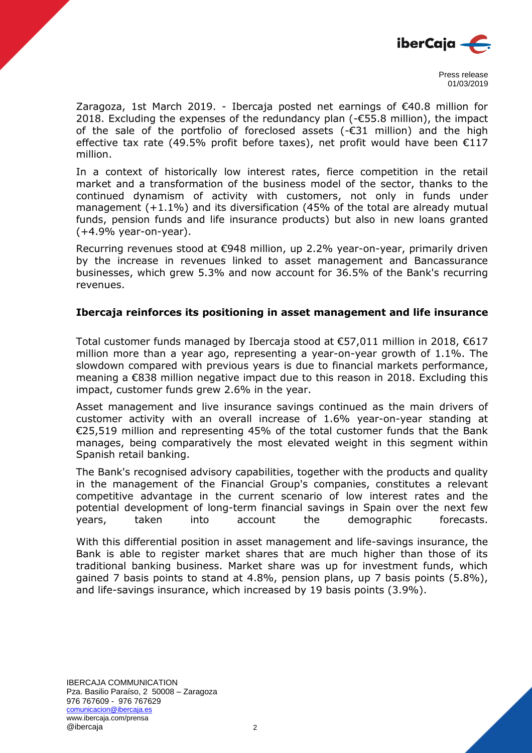Zaragoza, 1st March 2019. - Ibercaja posted net earnings of €40.8 million for 2018. Excluding the expenses of the redundancy plan (-€55.8 million), the impact of the sale of the portfolio of foreclosed assets (-€31 million) and the high effective tax rate (49.5% profit before taxes), net profit would have been €117 million.

In a context of historically low interest rates, fierce competition in the retail market and a transformation of the business model of the sector, thanks to the continued dynamism of activity with customers, not only in funds under management (+1.1%) and its diversification (45% of the total are already mutual funds, pension funds and life insurance products) but also in new loans granted (+4.9% year-on-year).

Recurring revenues stood at €948 million, up 2.2% year-on-year, primarily driven by the increase in revenues linked to asset management and Bancassurance businesses, which grew 5.3% and now account for 36.5% of the Bank's recurring revenues.

## Ibercaja reinforces its positioning in asset management and life insurance

Total customer funds managed by Ibercaja stood at €57,011 million in 2018, €617 million more than a year ago, representing a year-on-year growth of 1.1%. The slowdown compared with previous years is due to financial markets performance, meaning a €838 million negative impact due to this reason in 2018. Excluding this impact, customer funds grew 2.6% in the year.

Asset management and live insurance savings continued as the main drivers of customer activity with an overall increase of 1.6% year-on-year standing at €25,519 million and representing 45% of the total customer funds that the Bank manages, being comparatively the most elevated weight in this segment within Spanish retail banking.

The Bank's recognised advisory capabilities, together with the products and quality in the management of the Financial Group's companies, constitutes a relevant competitive advantage in the current scenario of low interest rates and the potential development of long-term financial savings in Spain over the next few years, taken into account the demographic forecasts.

With this differential position in asset management and life-savings insurance, the Bank is able to register market shares that are much higher than those of its traditional banking business. Market share was up for investment funds, which gained 7 basis points to stand at 4.8%, pension plans, up 7 basis points (5.8%), and life-savings insurance, which increased by 19 basis points (3.9%).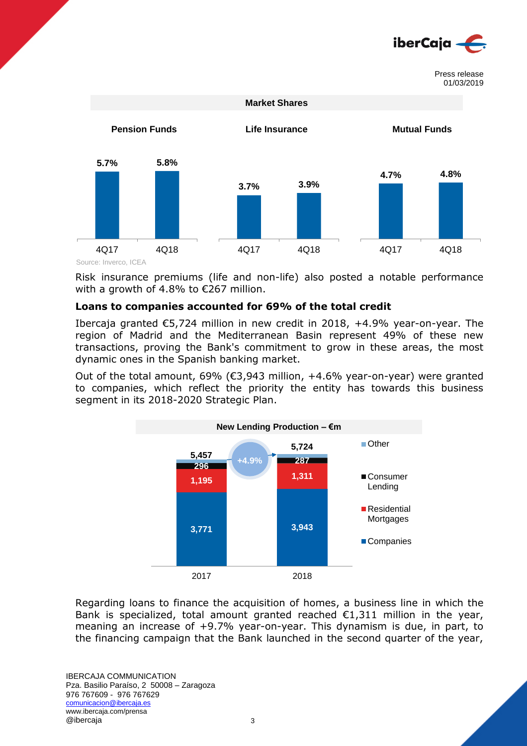**Market Shares**

| | Pension Funds | Life Insurance | Mutual Funds |
|---|---|---|---|
| 4Q17 | 5.7% | 3.7% | 4.7% |
| 4Q18 | 5.8% | 3.9% | 4.8% |

Source: Inverco, ICEA

Risk insurance premiums (life and non-life) also posted a notable performance with a growth of 4.8% to €267 million.

**Loans to companies accounted for 69% of the total credit**

Ibercaja granted €5,724 million in new credit in 2018, +4.9% year-on-year. The region of Madrid and the Mediterranean Basin represent 49% of these new transactions, proving the Bank's commitment to grow in these areas, the most dynamic ones in the Spanish banking market.

Out of the total amount, 69% (€3,943 million, +4.6% year-on-year) were granted to companies, which reflect the priority the entity has towards this business segment in its 2018-2020 Strategic Plan.

**New Lending Production – €m**

| | 2017 | 2018 |
|---|---|---|
| Companies | 3,771 | 3,943 |
| Residential Mortgages | 1,195 | 1,311 |
| Consumer Lending | 296 | 287 |
| Other | | |
| Total | 5,457 | 5,724 (+4.9%) |

Regarding loans to finance the acquisition of homes, a business line in which the Bank is specialized, total amount granted reached €1,311 million in the year, meaning an increase of +9.7% year-on-year. This dynamism is due, in part, to the financing campaign that the Bank launched in the second quarter of the year,

IBERCAJA COMMUNICATION
Pza. Basilio Paraíso, 2 50008 – Zaragoza
976 767609 - 976 767629
comunicacion@ibercaja.es
www.ibercaja.com/prensa
@ibercaja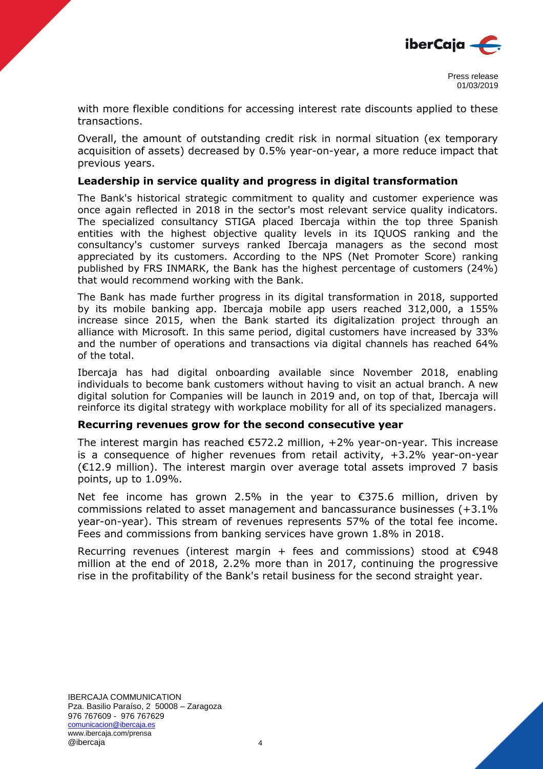with more flexible conditions for accessing interest rate discounts applied to these transactions.

Overall, the amount of outstanding credit risk in normal situation (ex temporary acquisition of assets) decreased by 0.5% year-on-year, a more reduce impact that previous years.

### Leadership in service quality and progress in digital transformation

The Bank's historical strategic commitment to quality and customer experience was once again reflected in 2018 in the sector's most relevant service quality indicators. The specialized consultancy STIGA placed Ibercaja within the top three Spanish entities with the highest objective quality levels in its IQUOS ranking and the consultancy's customer surveys ranked Ibercaja managers as the second most appreciated by its customers. According to the NPS (Net Promoter Score) ranking published by FRS INMARK, the Bank has the highest percentage of customers (24%) that would recommend working with the Bank.

The Bank has made further progress in its digital transformation in 2018, supported by its mobile banking app. Ibercaja mobile app users reached 312,000, a 155% increase since 2015, when the Bank started its digitalization project through an alliance with Microsoft. In this same period, digital customers have increased by 33% and the number of operations and transactions via digital channels has reached 64% of the total.

Ibercaja has had digital onboarding available since November 2018, enabling individuals to become bank customers without having to visit an actual branch. A new digital solution for Companies will be launch in 2019 and, on top of that, Ibercaja will reinforce its digital strategy with workplace mobility for all of its specialized managers.

### Recurring revenues grow for the second consecutive year

The interest margin has reached €572.2 million, +2% year-on-year. This increase is a consequence of higher revenues from retail activity, +3.2% year-on-year (€12.9 million). The interest margin over average total assets improved 7 basis points, up to 1.09%.

Net fee income has grown 2.5% in the year to €375.6 million, driven by commissions related to asset management and bancassurance businesses (+3.1% year-on-year). This stream of revenues represents 57% of the total fee income. Fees and commissions from banking services have grown 1.8% in 2018.

Recurring revenues (interest margin + fees and commissions) stood at €948 million at the end of 2018, 2.2% more than in 2017, continuing the progressive rise in the profitability of the Bank's retail business for the second straight year.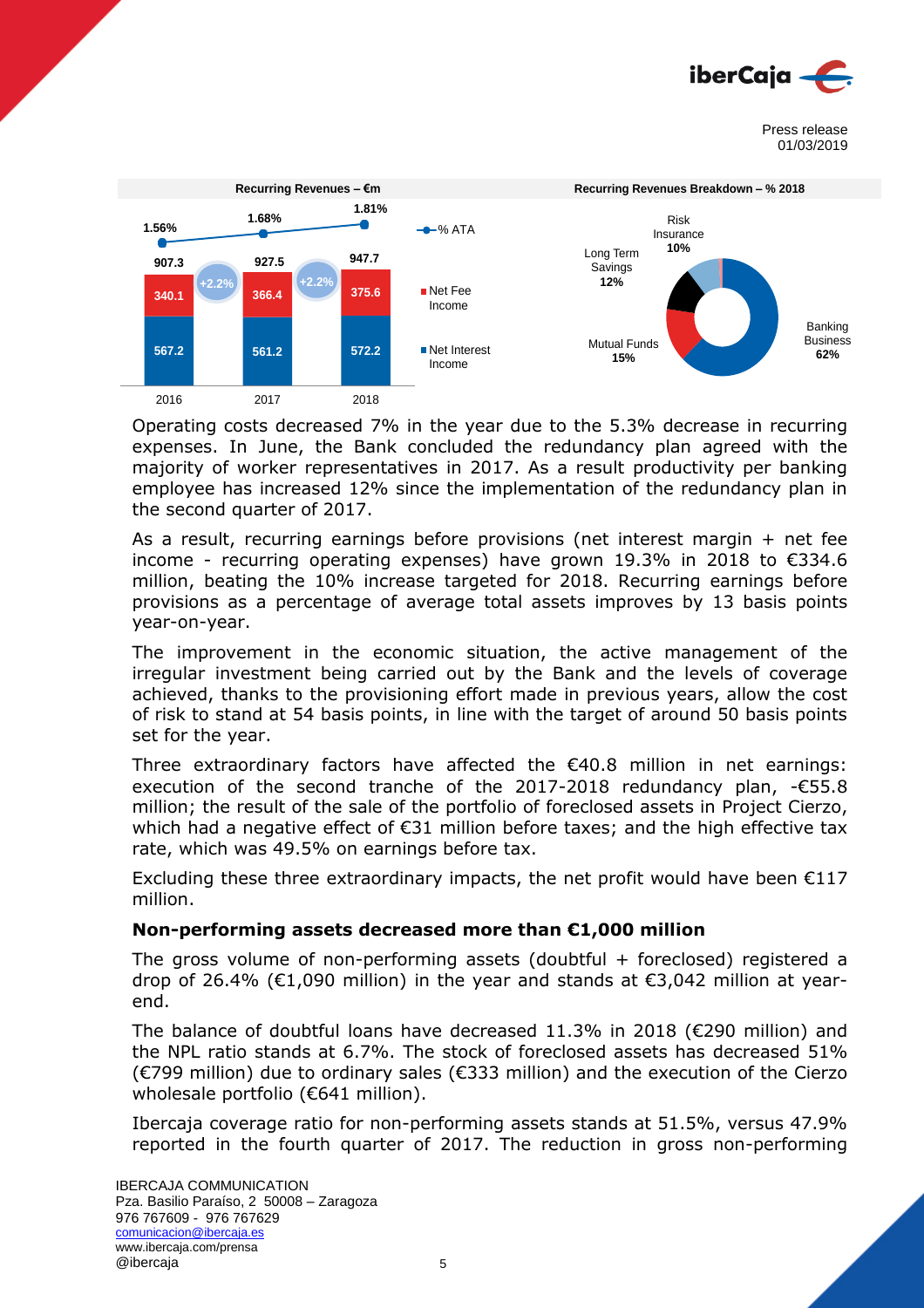**Recurring Revenues – €m**

| | 2016 | 2017 | 2018 |
|---|---|---|---|
| % ATA | 1.56% | 1.68% | 1.81% |
| Total | 907.3 | 927.5 | 947.7 |
| Net Fee Income | 340.1 | 366.4 | 375.6 |
| Net Interest Income | 567.2 | 561.2 | 572.2 |

Growth: +2.2% (2016–2017), +2.2% (2017–2018)

**Recurring Revenues Breakdown – % 2018**

| Segment | % |
|---|---|
| Banking Business | 62% |
| Mutual Funds | 15% |
| Long Term Savings | 12% |
| Risk Insurance | 10% |

Operating costs decreased 7% in the year due to the 5.3% decrease in recurring expenses. In June, the Bank concluded the redundancy plan agreed with the majority of worker representatives in 2017. As a result productivity per banking employee has increased 12% since the implementation of the redundancy plan in the second quarter of 2017.

As a result, recurring earnings before provisions (net interest margin + net fee income - recurring operating expenses) have grown 19.3% in 2018 to €334.6 million, beating the 10% increase targeted for 2018. Recurring earnings before provisions as a percentage of average total assets improves by 13 basis points year-on-year.

The improvement in the economic situation, the active management of the irregular investment being carried out by the Bank and the levels of coverage achieved, thanks to the provisioning effort made in previous years, allow the cost of risk to stand at 54 basis points, in line with the target of around 50 basis points set for the year.

Three extraordinary factors have affected the €40.8 million in net earnings: execution of the second tranche of the 2017-2018 redundancy plan, -€55.8 million; the result of the sale of the portfolio of foreclosed assets in Project Cierzo, which had a negative effect of €31 million before taxes; and the high effective tax rate, which was 49.5% on earnings before tax.

Excluding these three extraordinary impacts, the net profit would have been €117 million.

### Non-performing assets decreased more than €1,000 million

The gross volume of non-performing assets (doubtful + foreclosed) registered a drop of 26.4% (€1,090 million) in the year and stands at €3,042 million at year-end.

The balance of doubtful loans have decreased 11.3% in 2018 (€290 million) and the NPL ratio stands at 6.7%. The stock of foreclosed assets has decreased 51% (€799 million) due to ordinary sales (€333 million) and the execution of the Cierzo wholesale portfolio (€641 million).

Ibercaja coverage ratio for non-performing assets stands at 51.5%, versus 47.9% reported in the fourth quarter of 2017. The reduction in gross non-performing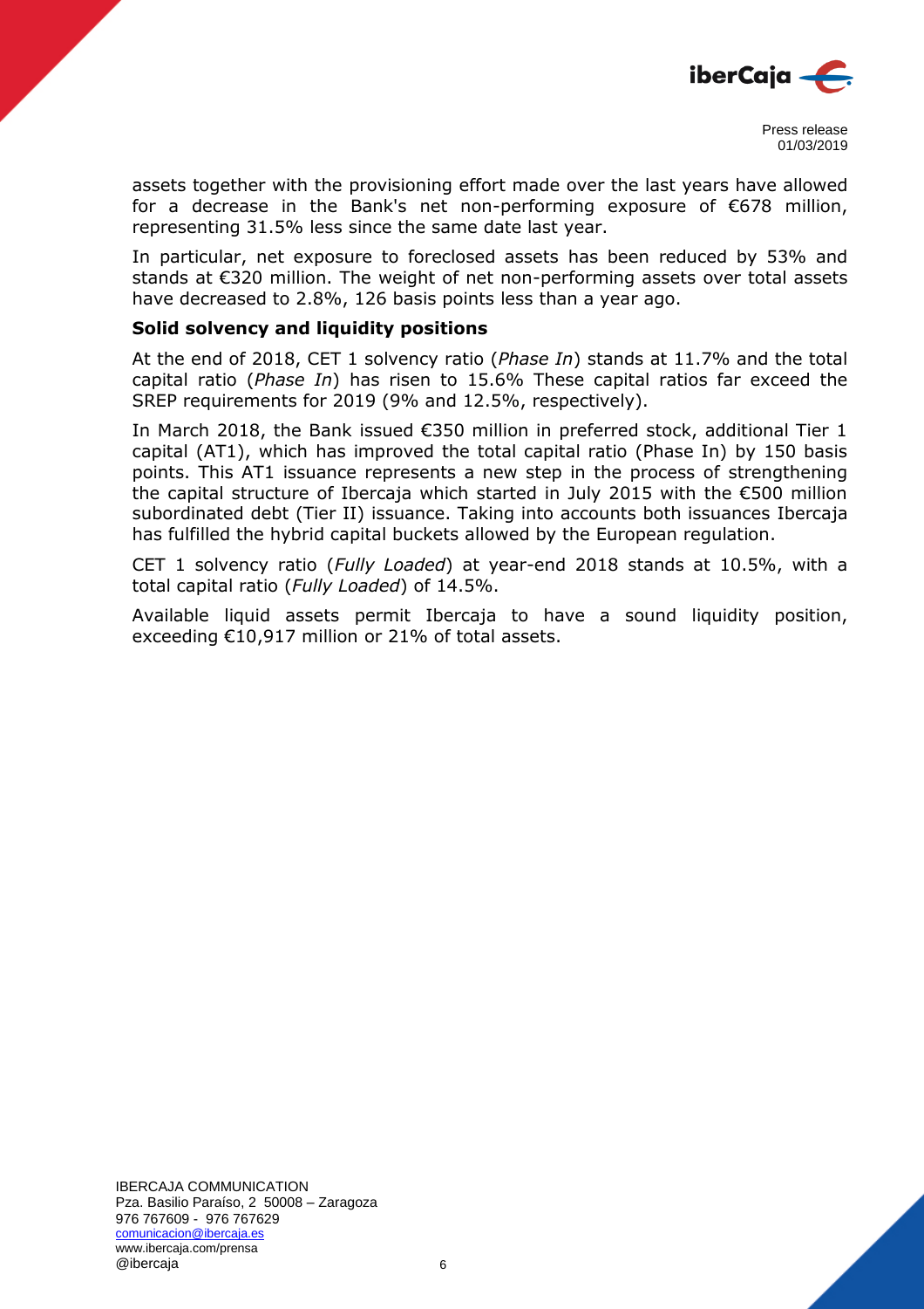assets together with the provisioning effort made over the last years have allowed for a decrease in the Bank's net non-performing exposure of €678 million, representing 31.5% less since the same date last year.

In particular, net exposure to foreclosed assets has been reduced by 53% and stands at €320 million. The weight of net non-performing assets over total assets have decreased to 2.8%, 126 basis points less than a year ago.

### Solid solvency and liquidity positions

At the end of 2018, CET 1 solvency ratio (*Phase In*) stands at 11.7% and the total capital ratio (*Phase In*) has risen to 15.6% These capital ratios far exceed the SREP requirements for 2019 (9% and 12.5%, respectively).

In March 2018, the Bank issued €350 million in preferred stock, additional Tier 1 capital (AT1), which has improved the total capital ratio (Phase In) by 150 basis points. This AT1 issuance represents a new step in the process of strengthening the capital structure of Ibercaja which started in July 2015 with the €500 million subordinated debt (Tier II) issuance. Taking into accounts both issuances Ibercaja has fulfilled the hybrid capital buckets allowed by the European regulation.

CET 1 solvency ratio (*Fully Loaded*) at year-end 2018 stands at 10.5%, with a total capital ratio (*Fully Loaded*) of 14.5%.

Available liquid assets permit Ibercaja to have a sound liquidity position, exceeding €10,917 million or 21% of total assets.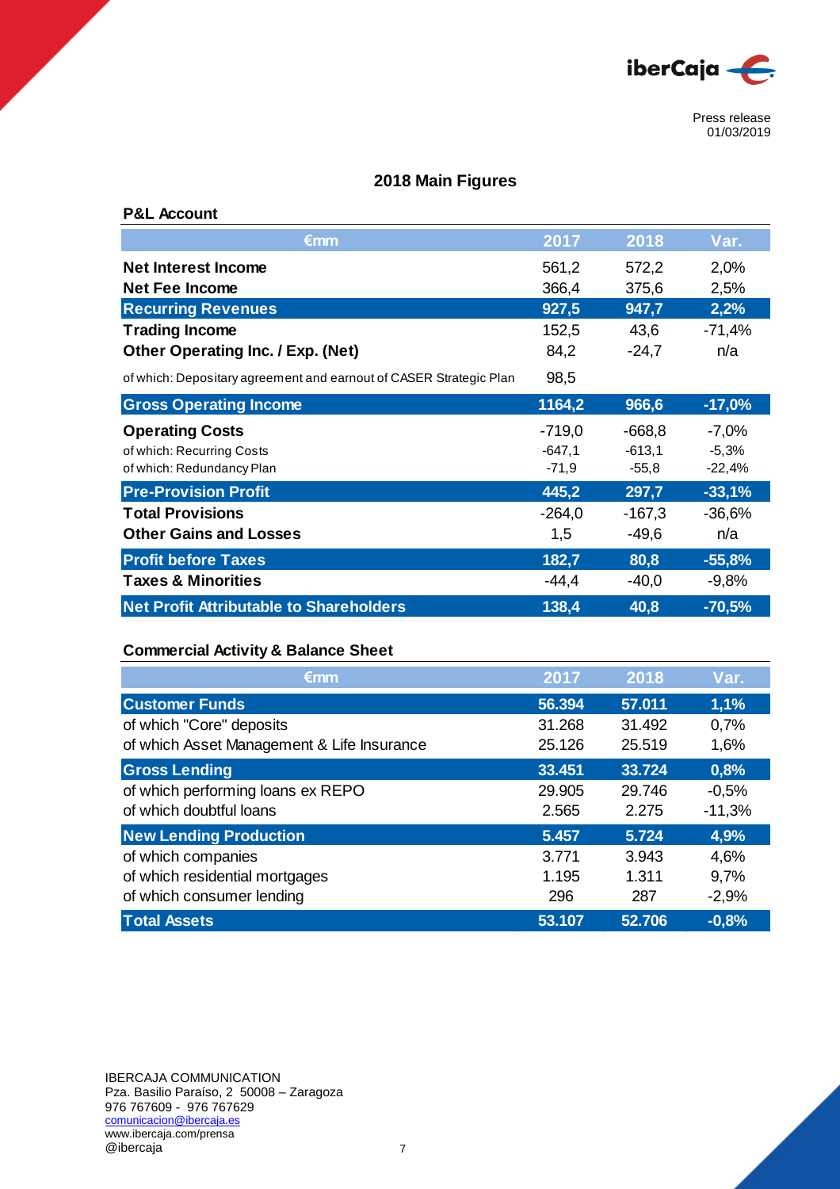Press release
01/03/2019

## 2018 Main Figures

### P&L Account

| €mm | 2017 | 2018 | Var. |
|---|---|---|---|
| **Net Interest Income** | 561,2 | 572,2 | 2,0% |
| **Net Fee Income** | 366,4 | 375,6 | 2,5% |
| **Recurring Revenues** | **927,5** | **947,7** | **2,2%** |
| **Trading Income** | 152,5 | 43,6 | -71,4% |
| **Other Operating Inc. / Exp. (Net)** | 84,2 | -24,7 | n/a |
| of which: Depositary agreement and earnout of CASER Strategic Plan | 98,5 | | |
| **Gross Operating Income** | **1164,2** | **966,6** | **-17,0%** |
| **Operating Costs** | -719,0 | -668,8 | -7,0% |
| of which: Recurring Costs | -647,1 | -613,1 | -5,3% |
| of which: Redundancy Plan | -71,9 | -55,8 | -22,4% |
| **Pre-Provision Profit** | **445,2** | **297,7** | **-33,1%** |
| **Total Provisions** | -264,0 | -167,3 | -36,6% |
| **Other Gains and Losses** | 1,5 | -49,6 | n/a |
| **Profit before Taxes** | **182,7** | **80,8** | **-55,8%** |
| **Taxes & Minorities** | -44,4 | -40,0 | -9,8% |
| **Net Profit Attributable to Shareholders** | **138,4** | **40,8** | **-70,5%** |

### Commercial Activity & Balance Sheet

| €mm | 2017 | 2018 | Var. |
|---|---|---|---|
| **Customer Funds** | **56.394** | **57.011** | **1,1%** |
| of which "Core" deposits | 31.268 | 31.492 | 0,7% |
| of which Asset Management & Life Insurance | 25.126 | 25.519 | 1,6% |
| **Gross Lending** | **33.451** | **33.724** | **0,8%** |
| of which performing loans ex REPO | 29.905 | 29.746 | -0,5% |
| of which doubtful loans | 2.565 | 2.275 | -11,3% |
| **New Lending Production** | **5.457** | **5.724** | **4,9%** |
| of which companies | 3.771 | 3.943 | 4,6% |
| of which residential mortgages | 1.195 | 1.311 | 9,7% |
| of which consumer lending | 296 | 287 | -2,9% |
| **Total Assets** | **53.107** | **52.706** | **-0,8%** |

IBERCAJA COMMUNICATION
Pza. Basilio Paraíso, 2 50008 – Zaragoza
976 767609 - 976 767629
comunicacion@ibercaja.es
www.ibercaja.com/prensa
@ibercaja